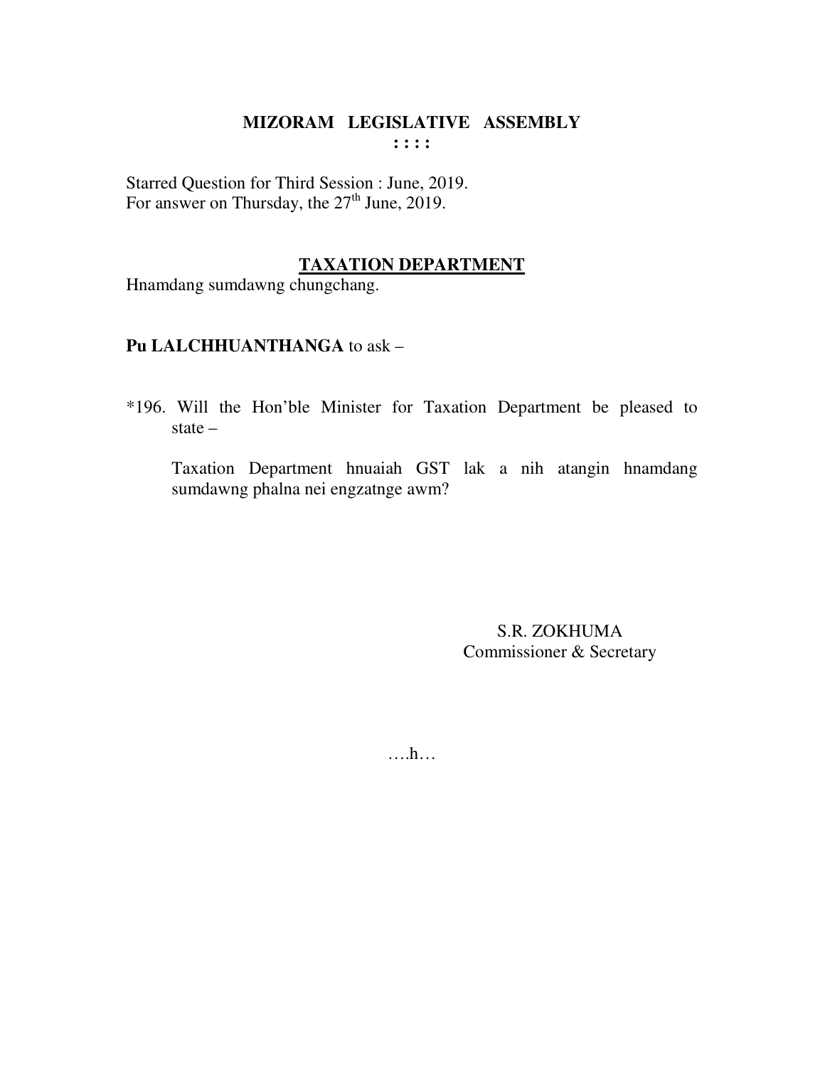# MIZORAM LEGISLATIVE ASSEMBLY

: : : :

Starred Question for Third Session : June, 2019.
For answer on Thursday, the 27th June, 2019.

## TAXATION DEPARTMENT

Hnamdang sumdawng chungchang.

**Pu LALCHHUANTHANGA** to ask –

*196. Will the Hon'ble Minister for Taxation Department be pleased to state –

Taxation Department hnuaiah GST lak a nih atangin hnamdang sumdawng phalna nei engzatnge awm?

S.R. ZOKHUMA
Commissioner & Secretary

….h…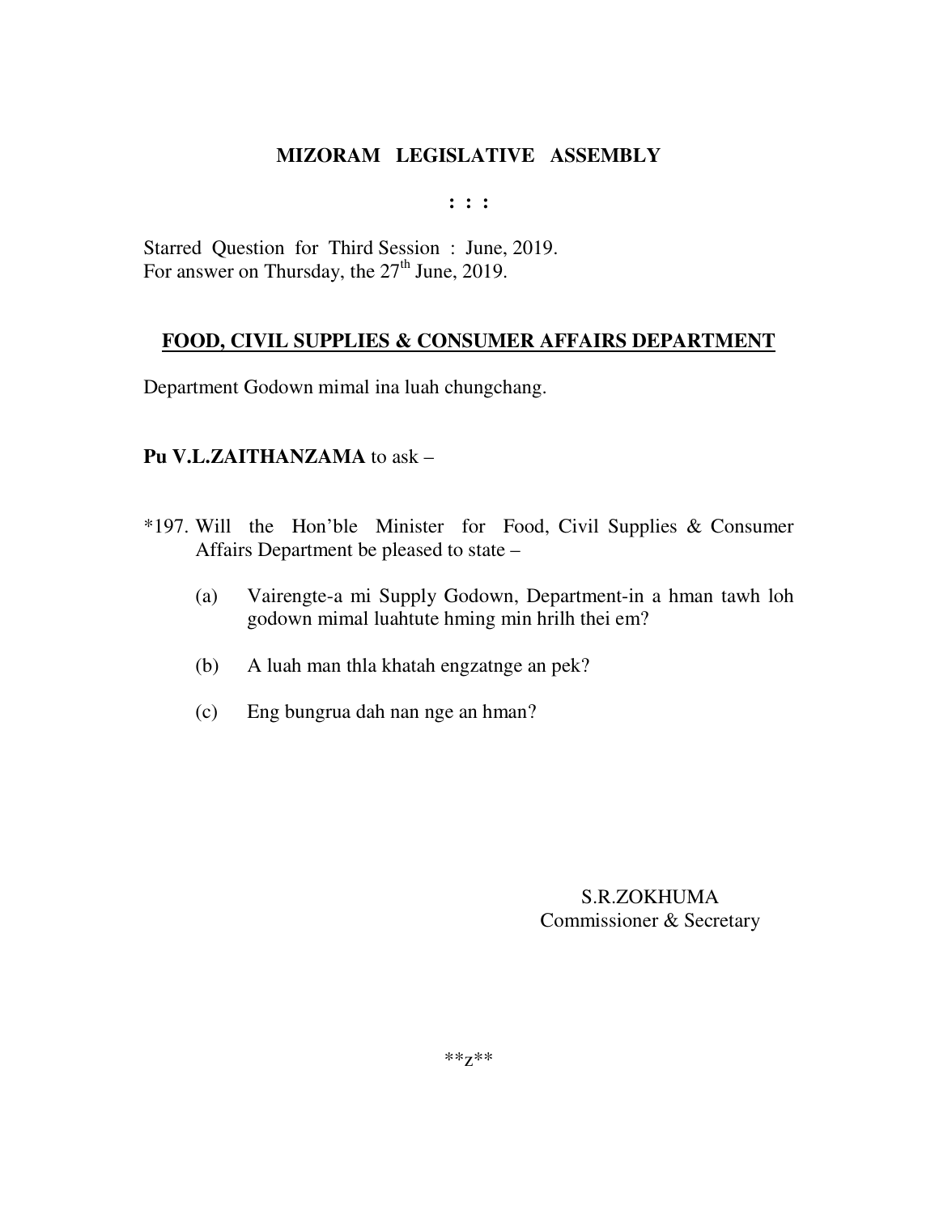# MIZORAM LEGISLATIVE ASSEMBLY

: : :

Starred Question for Third Session : June, 2019.
For answer on Thursday, the 27th June, 2019.

## FOOD, CIVIL SUPPLIES & CONSUMER AFFAIRS DEPARTMENT

Department Godown mimal ina luah chungchang.

**Pu V.L.ZAITHANZAMA** to ask –

*197. Will the Hon'ble Minister for Food, Civil Supplies & Consumer Affairs Department be pleased to state –

(a) Vairengte-a mi Supply Godown, Department-in a hman tawh loh godown mimal luahtute hming min hrilh thei em?

(b) A luah man thla khatah engzatnge an pek?

(c) Eng bungrua dah nan nge an hman?

S.R.ZOKHUMA
Commissioner & Secretary

**z**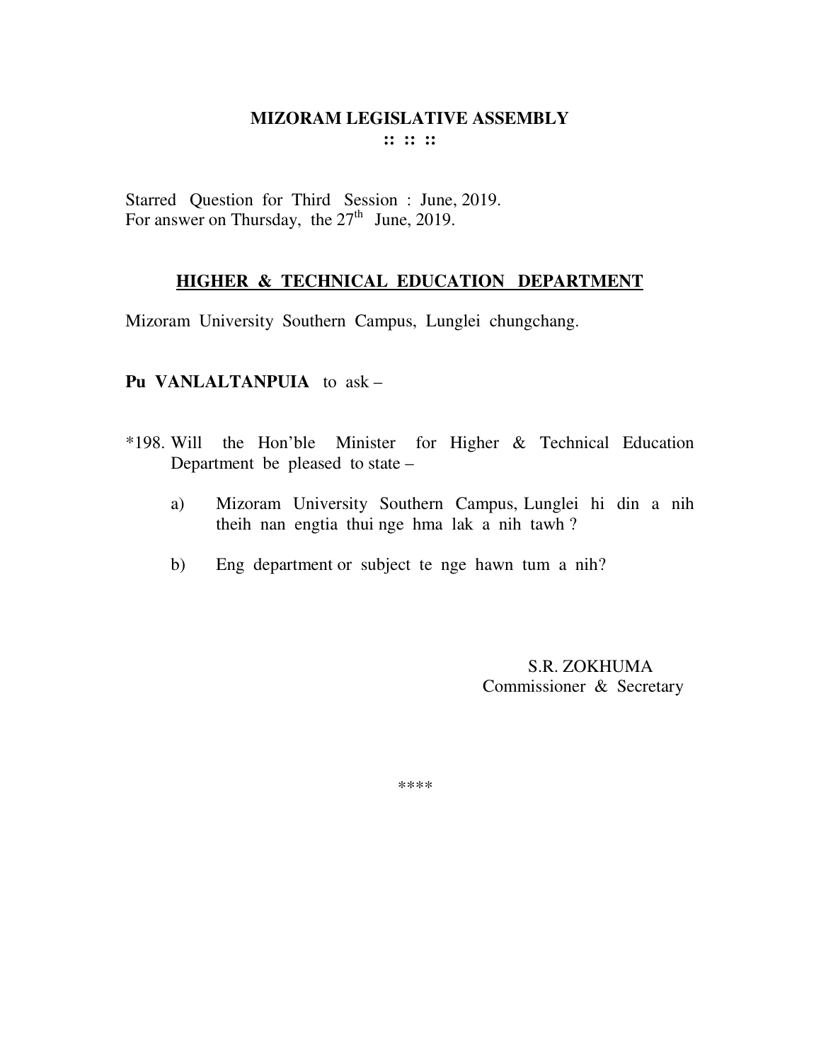# MIZORAM LEGISLATIVE ASSEMBLY

**:: :: ::**

Starred Question for Third Session : June, 2019.
For answer on Thursday, the 27th June, 2019.

## HIGHER & TECHNICAL EDUCATION DEPARTMENT

Mizoram University Southern Campus, Lunglei chungchang.

**Pu VANLALTANPUIA** to ask –

*198. Will the Hon'ble Minister for Higher & Technical Education Department be pleased to state –

a) Mizoram University Southern Campus, Lunglei hi din a nih theih nan engtia thui nge hma lak a nih tawh ?

b) Eng department or subject te nge hawn tum a nih?

S.R. ZOKHUMA
Commissioner & Secretary

****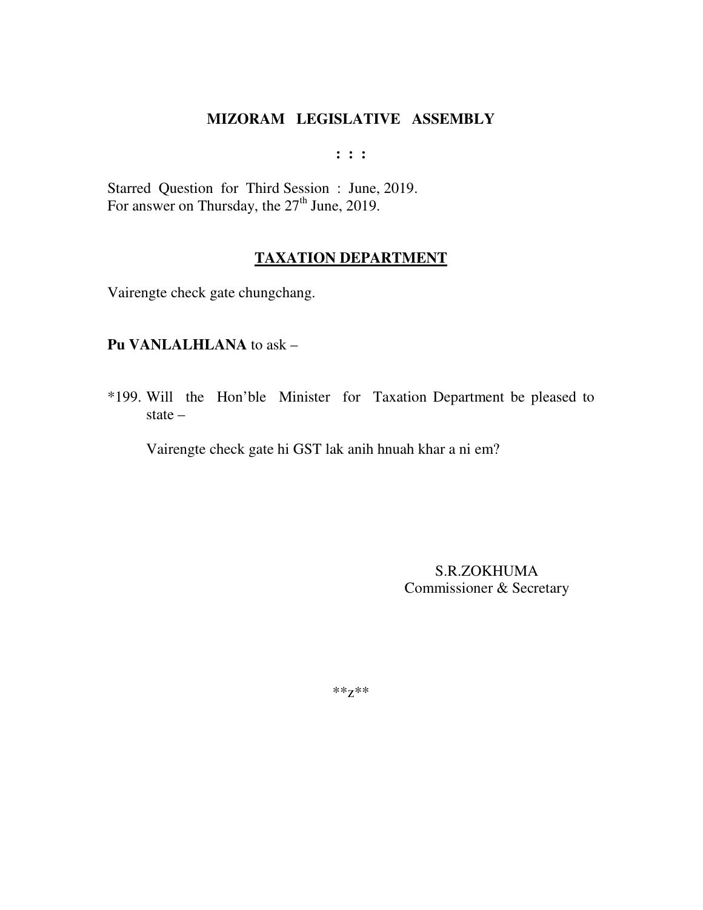# MIZORAM LEGISLATIVE ASSEMBLY

: : :

Starred Question for Third Session : June, 2019.
For answer on Thursday, the 27th June, 2019.

## TAXATION DEPARTMENT

Vairengte check gate chungchang.

**Pu VANLALHLANA** to ask –

*199. Will the Hon'ble Minister for Taxation Department be pleased to state –

Vairengte check gate hi GST lak anih hnuah khar a ni em?

S.R.ZOKHUMA
Commissioner & Secretary

**z**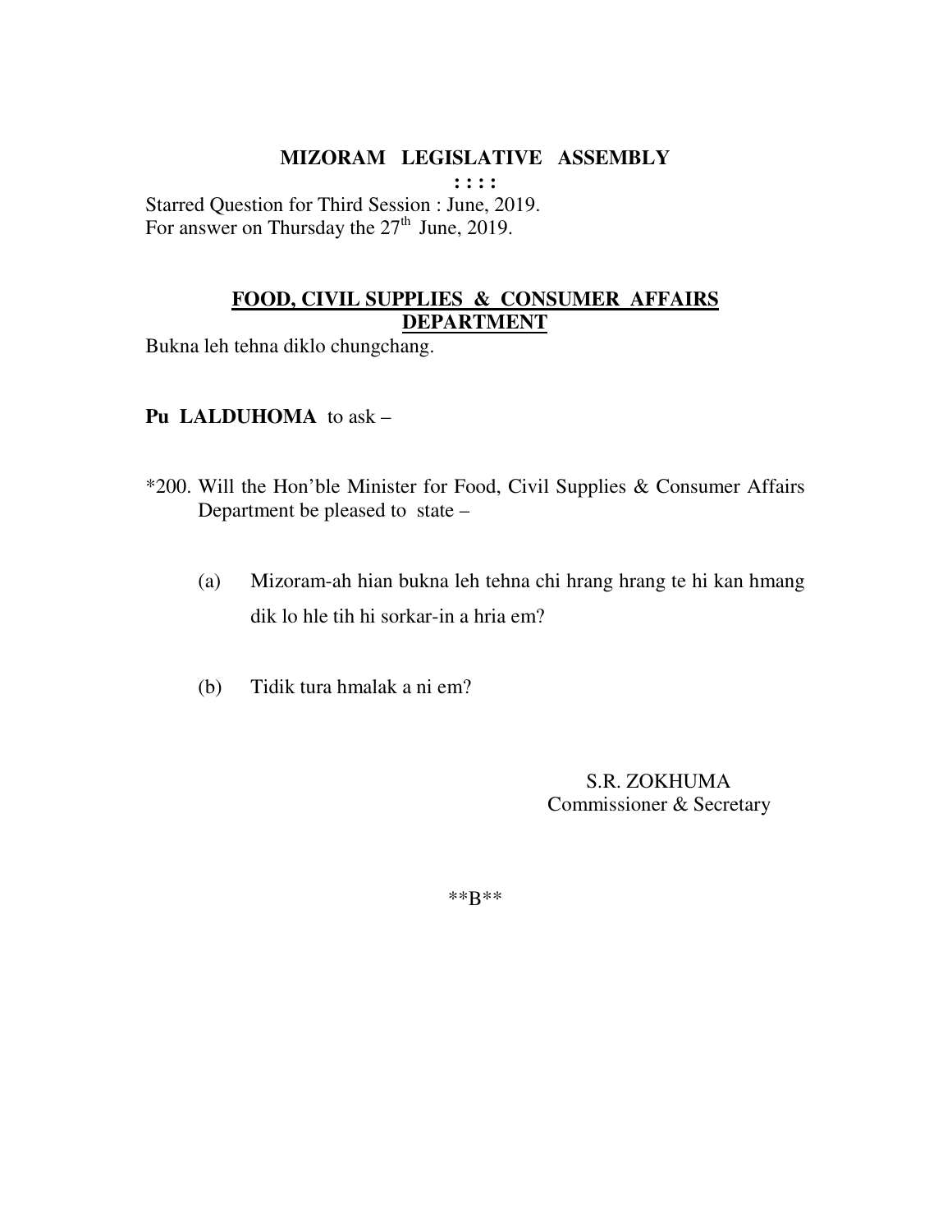# MIZORAM LEGISLATIVE ASSEMBLY

: : : :

Starred Question for Third Session : June, 2019.
For answer on Thursday the 27th June, 2019.

## FOOD, CIVIL SUPPLIES & CONSUMER AFFAIRS DEPARTMENT

Bukna leh tehna diklo chungchang.

**Pu LALDUHOMA** to ask –

*200. Will the Hon'ble Minister for Food, Civil Supplies & Consumer Affairs Department be pleased to state –

(a) Mizoram-ah hian bukna leh tehna chi hrang hrang te hi kan hmang dik lo hle tih hi sorkar-in a hria em?

(b) Tidik tura hmalak a ni em?

S.R. ZOKHUMA
Commissioner & Secretary

**B**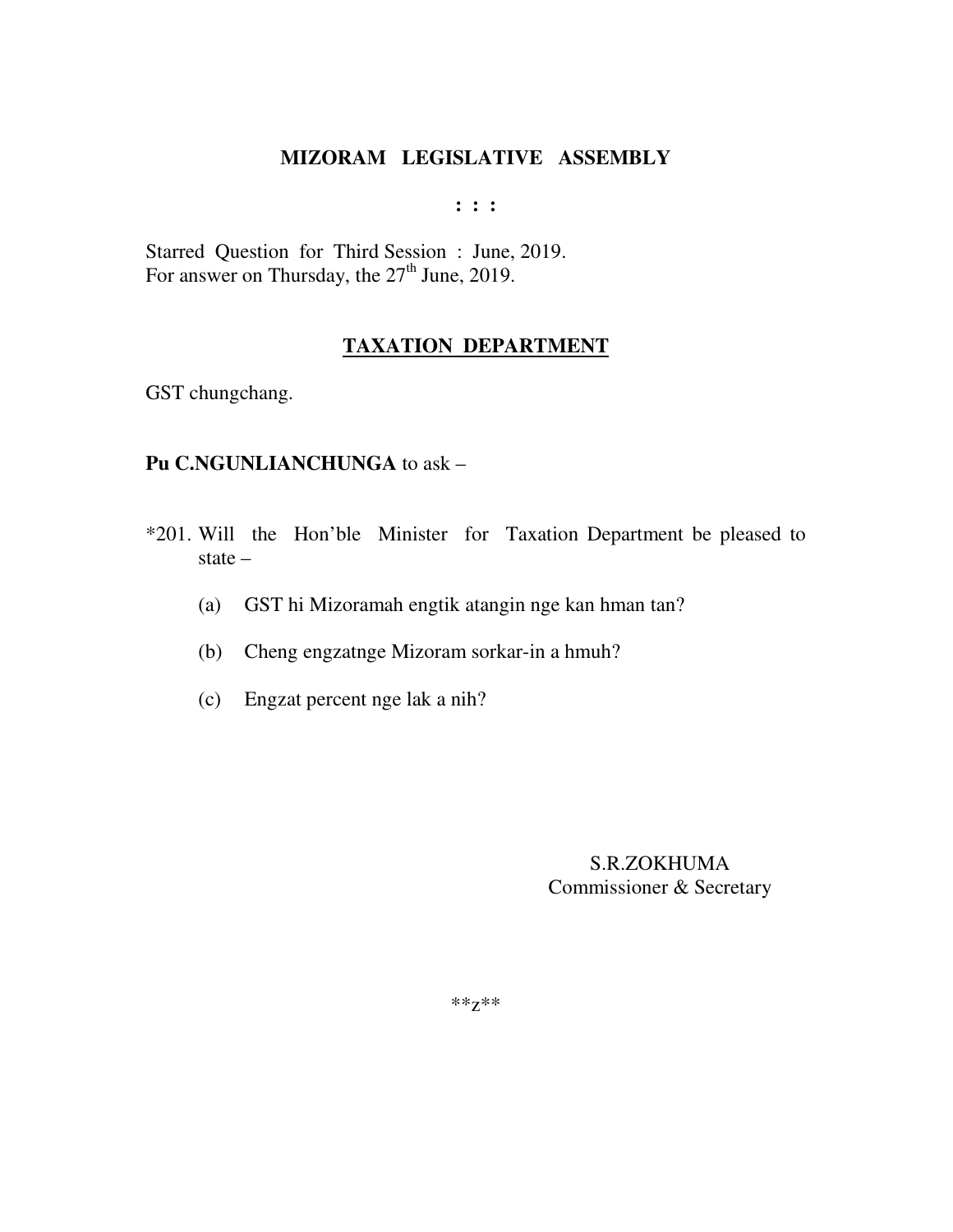# MIZORAM LEGISLATIVE ASSEMBLY

**: : :**

Starred Question for Third Session : June, 2019.
For answer on Thursday, the 27th June, 2019.

## TAXATION DEPARTMENT

GST chungchang.

**Pu C.NGUNLIANCHUNGA** to ask –

*201. Will the Hon'ble Minister for Taxation Department be pleased to state –

(a) GST hi Mizoramah engtik atangin nge kan hman tan?

(b) Cheng engzatnge Mizoram sorkar-in a hmuh?

(c) Engzat percent nge lak a nih?

S.R.ZOKHUMA
Commissioner & Secretary

**z**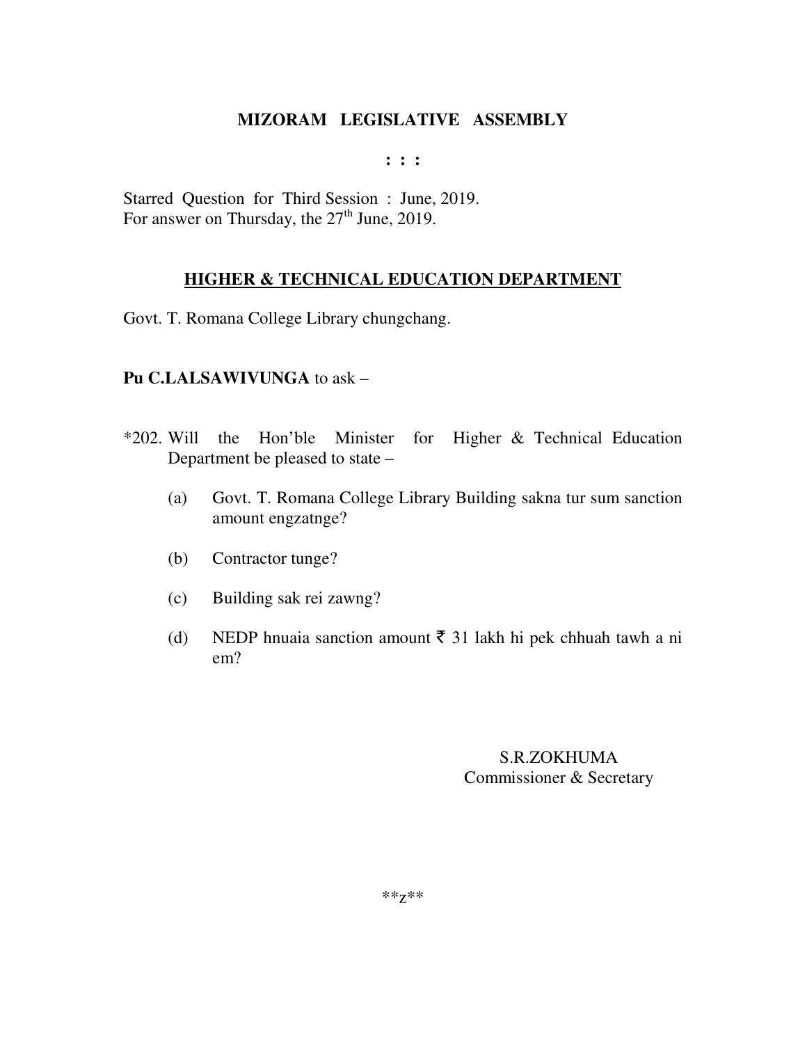**MIZORAM LEGISLATIVE ASSEMBLY**

**: : :**

Starred Question for Third Session : June, 2019.
For answer on Thursday, the 27th June, 2019.

## HIGHER & TECHNICAL EDUCATION DEPARTMENT

Govt. T. Romana College Library chungchang.

**Pu C.LALSAWIVUNGA** to ask –

*202. Will the Hon'ble Minister for Higher & Technical Education Department be pleased to state –

(a) Govt. T. Romana College Library Building sakna tur sum sanction amount engzatnge?

(b) Contractor tunge?

(c) Building sak rei zawng?

(d) NEDP hnuaia sanction amount ₹ 31 lakh hi pek chhuah tawh a ni em?

S.R.ZOKHUMA
Commissioner & Secretary

**z**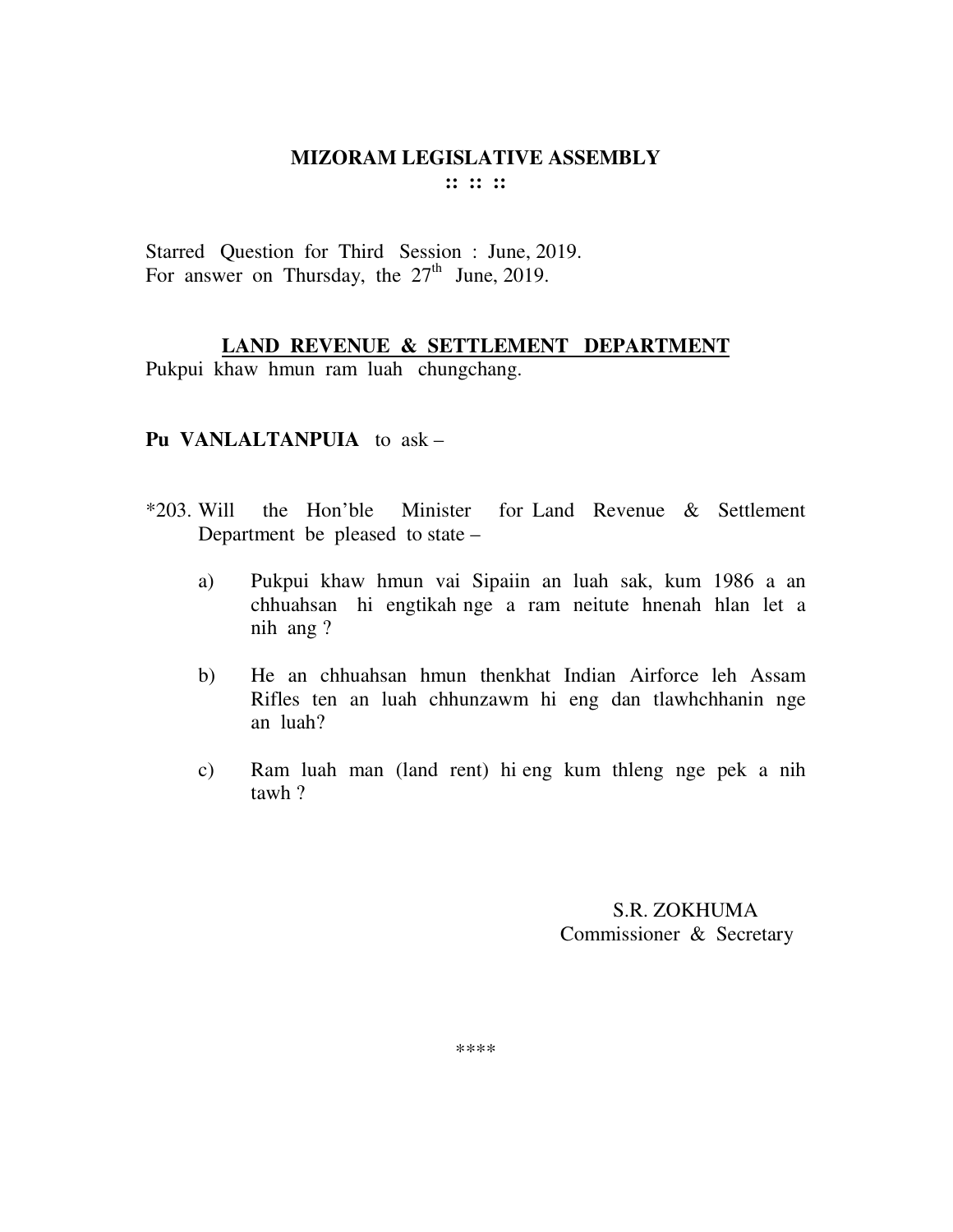# MIZORAM LEGISLATIVE ASSEMBLY

:: :: ::

Starred Question for Third Session : June, 2019.
For answer on Thursday, the 27th June, 2019.

## LAND REVENUE & SETTLEMENT DEPARTMENT

Pukpui khaw hmun ram luah chungchang.

**Pu VANLALTANPUIA** to ask –

*203. Will the Hon'ble Minister for Land Revenue & Settlement Department be pleased to state –

a) Pukpui khaw hmun vai Sipaiin an luah sak, kum 1986 a an chhuahsan hi engtikah nge a ram neitute hnenah hlan let a nih ang ?

b) He an chhuahsan hmun thenkhat Indian Airforce leh Assam Rifles ten an luah chhunzawm hi eng dan tlawhchhanin nge an luah?

c) Ram luah man (land rent) hi eng kum thleng nge pek a nih tawh ?

S.R. ZOKHUMA
Commissioner & Secretary

****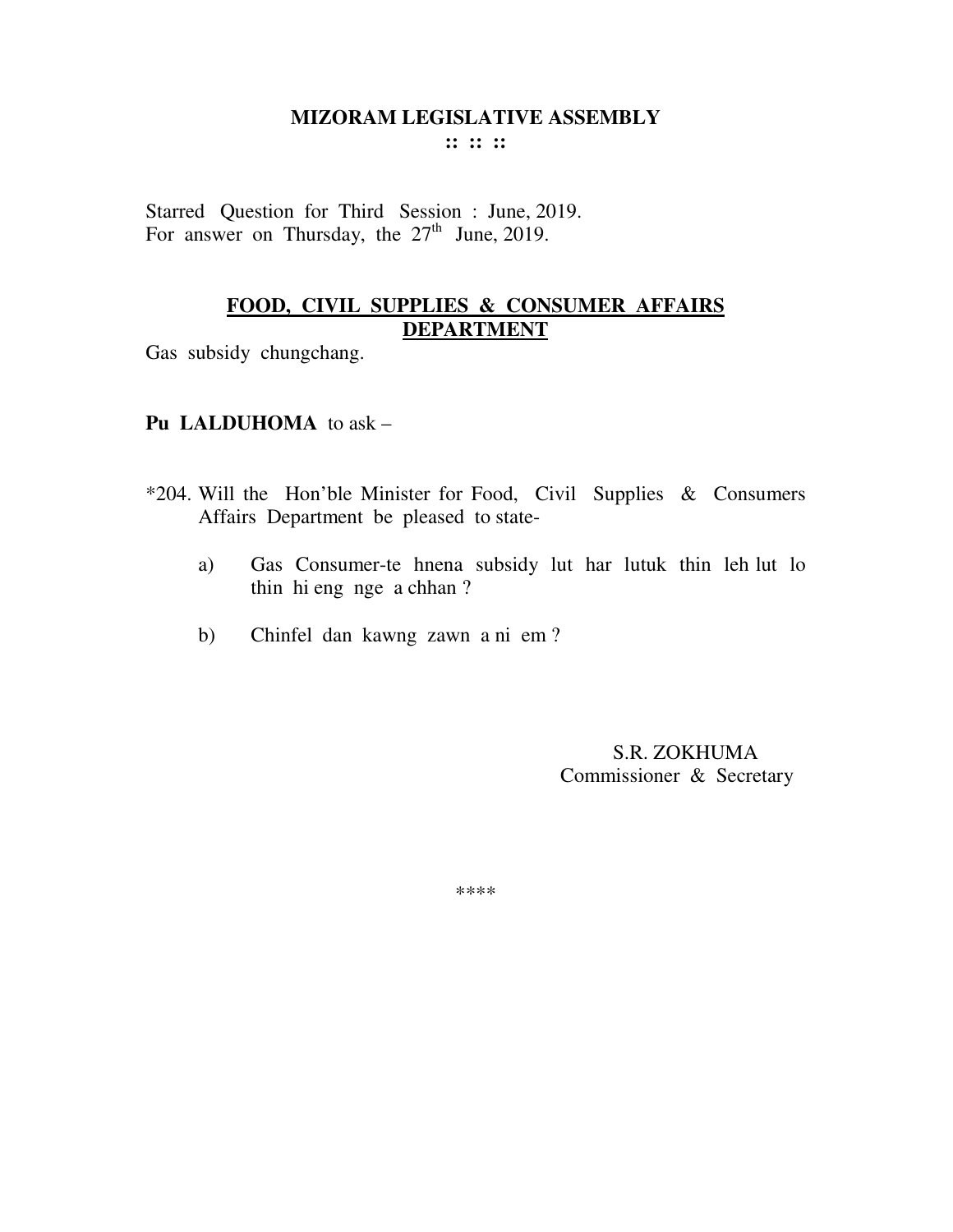# MIZORAM LEGISLATIVE ASSEMBLY

**:: :: ::**

Starred Question for Third Session : June, 2019.
For answer on Thursday, the 27th June, 2019.

## FOOD, CIVIL SUPPLIES & CONSUMER AFFAIRS DEPARTMENT

Gas subsidy chungchang.

**Pu LALDUHOMA** to ask –

*204. Will the Hon'ble Minister for Food, Civil Supplies & Consumers Affairs Department be pleased to state-

a) Gas Consumer-te hnena subsidy lut har lutuk thin leh lut lo thin hi eng nge a chhan ?

b) Chinfel dan kawng zawn a ni em ?

S.R. ZOKHUMA
Commissioner & Secretary

****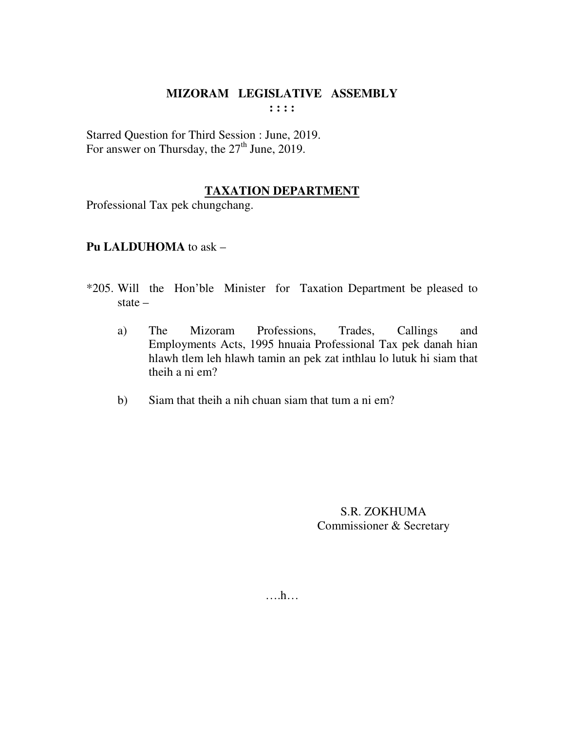# MIZORAM LEGISLATIVE ASSEMBLY

**: : : :**

Starred Question for Third Session : June, 2019.
For answer on Thursday, the 27th June, 2019.

## TAXATION DEPARTMENT

Professional Tax pek chungchang.

**Pu LALDUHOMA** to ask –

*205. Will the Hon'ble Minister for Taxation Department be pleased to state –

a) The Mizoram Professions, Trades, Callings and Employments Acts, 1995 hnuaia Professional Tax pek danah hian hlawh tlem leh hlawh tamin an pek zat inthlau lo lutuk hi siam that theih a ni em?

b) Siam that theih a nih chuan siam that tum a ni em?

S.R. ZOKHUMA
Commissioner & Secretary

….h…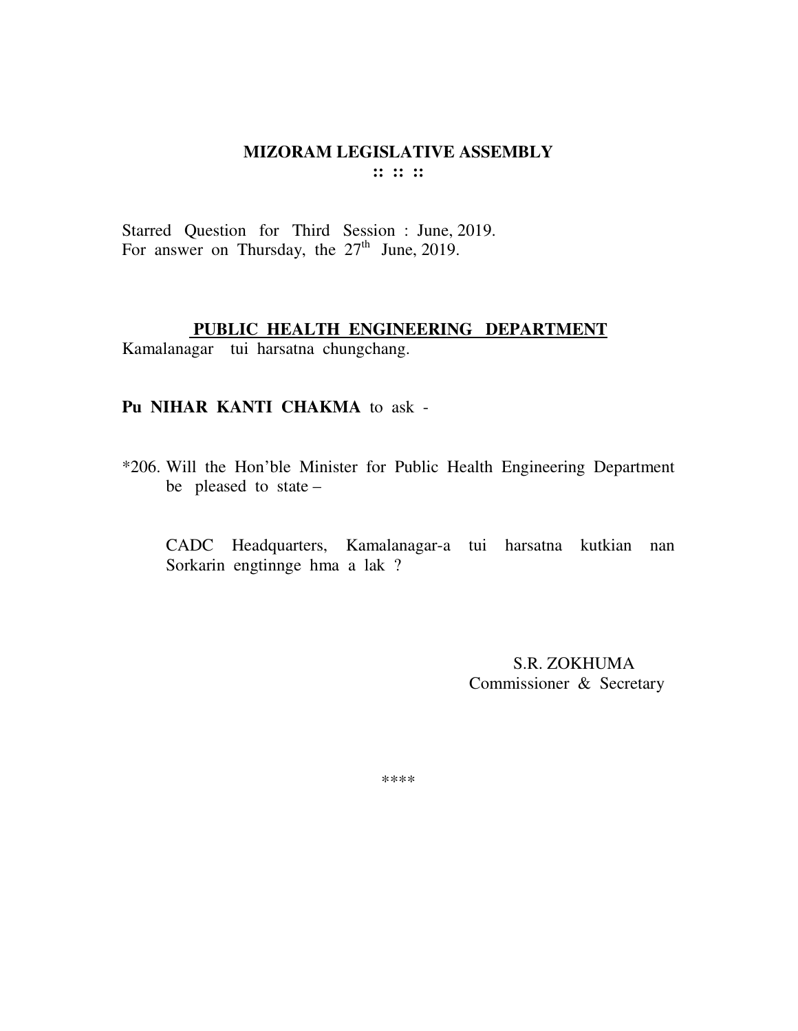# MIZORAM LEGISLATIVE ASSEMBLY

**:: :: ::**

Starred Question for Third Session : June, 2019.
For answer on Thursday, the 27th June, 2019.

## PUBLIC HEALTH ENGINEERING DEPARTMENT

Kamalanagar tui harsatna chungchang.

**Pu NIHAR KANTI CHAKMA** to ask -

*206. Will the Hon'ble Minister for Public Health Engineering Department be pleased to state –

CADC Headquarters, Kamalanagar-a tui harsatna kutkian nan Sorkarin engtinnge hma a lak ?

S.R. ZOKHUMA
Commissioner & Secretary

****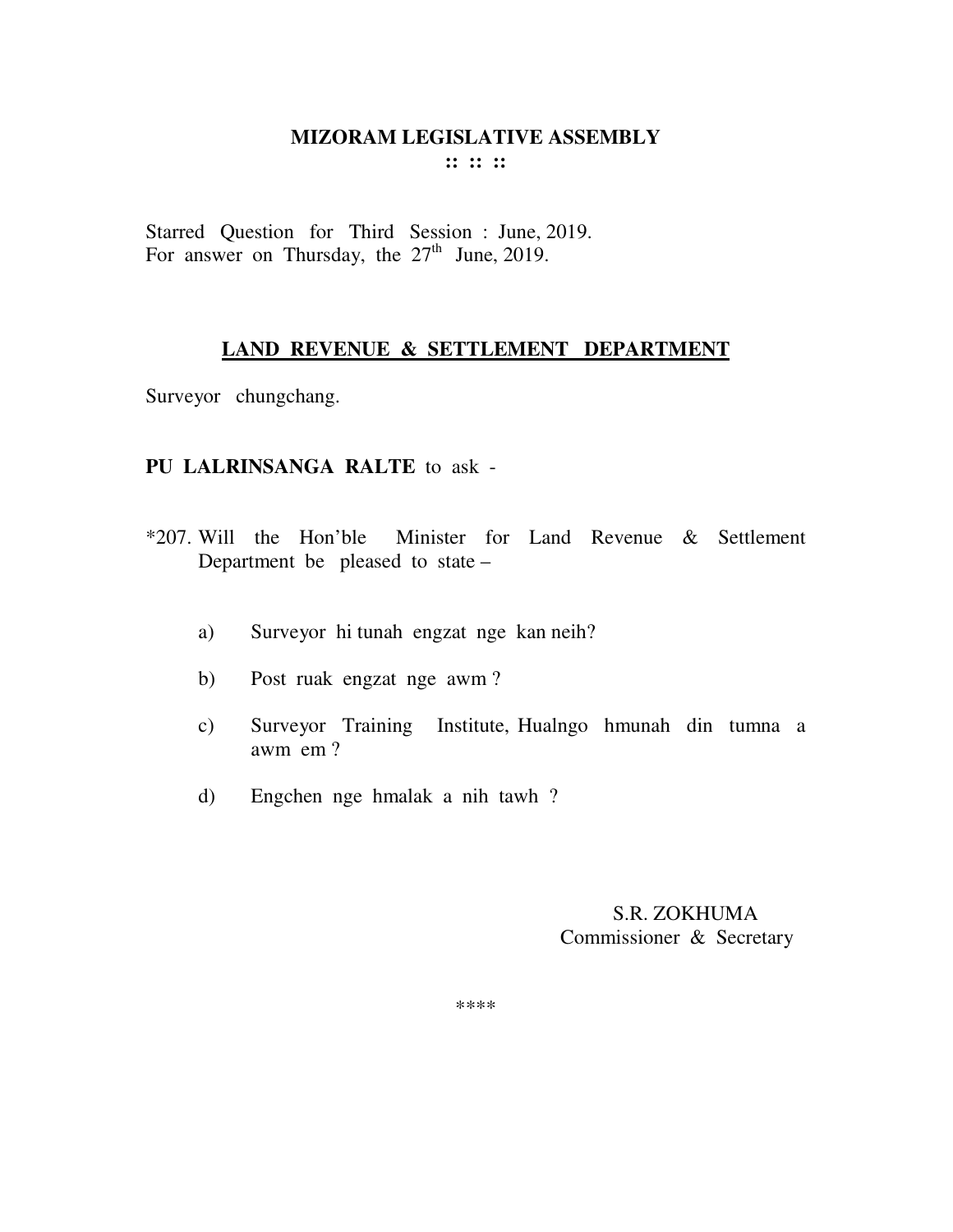# MIZORAM LEGISLATIVE ASSEMBLY

**:: :: ::**

Starred Question for Third Session : June, 2019.
For answer on Thursday, the 27th June, 2019.

## LAND REVENUE & SETTLEMENT DEPARTMENT

Surveyor chungchang.

**PU LALRINSANGA RALTE** to ask -

*207. Will the Hon'ble Minister for Land Revenue & Settlement Department be pleased to state –

a) Surveyor hi tunah engzat nge kan neih?

b) Post ruak engzat nge awm ?

c) Surveyor Training Institute, Hualngo hmunah din tumna a awm em ?

d) Engchen nge hmalak a nih tawh ?

S.R. ZOKHUMA
Commissioner & Secretary

****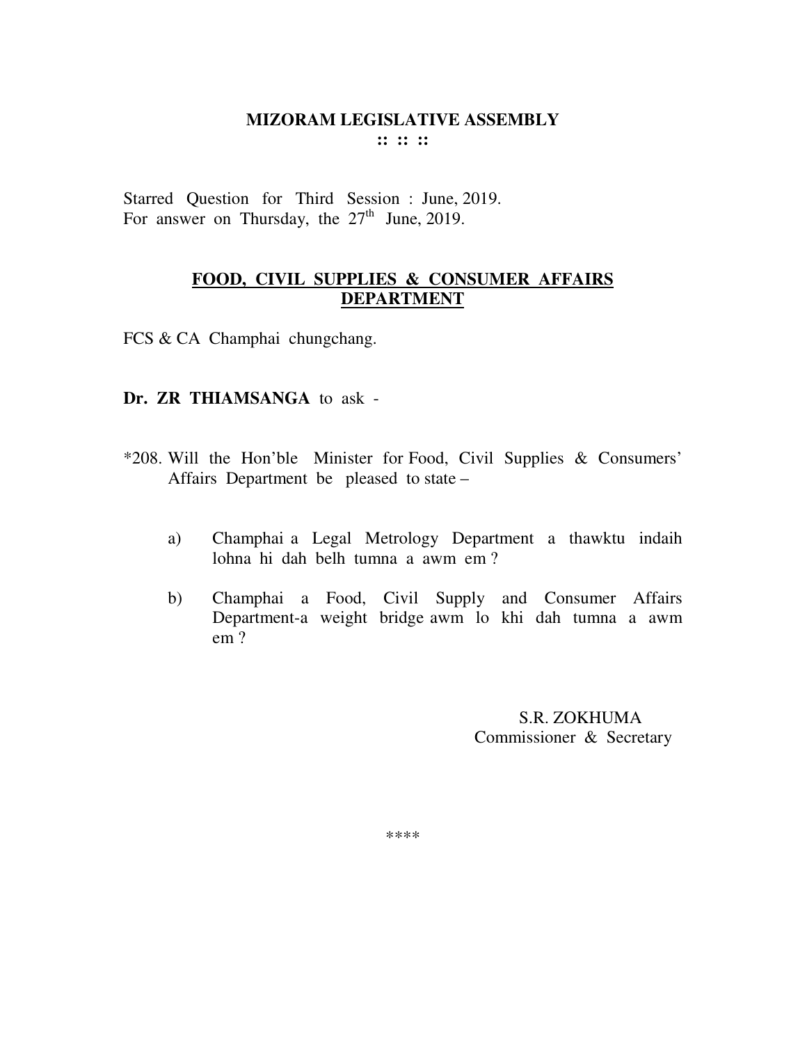# MIZORAM LEGISLATIVE ASSEMBLY

:: :: ::

Starred Question for Third Session : June, 2019.
For answer on Thursday, the 27th June, 2019.

## FOOD, CIVIL SUPPLIES & CONSUMER AFFAIRS DEPARTMENT

FCS & CA Champhai chungchang.

**Dr. ZR THIAMSANGA** to ask -

*208. Will the Hon'ble Minister for Food, Civil Supplies & Consumers' Affairs Department be pleased to state –

a) Champhai a Legal Metrology Department a thawktu indaih lohna hi dah belh tumna a awm em ?

b) Champhai a Food, Civil Supply and Consumer Affairs Department-a weight bridge awm lo khi dah tumna a awm em ?

S.R. ZOKHUMA
Commissioner & Secretary

****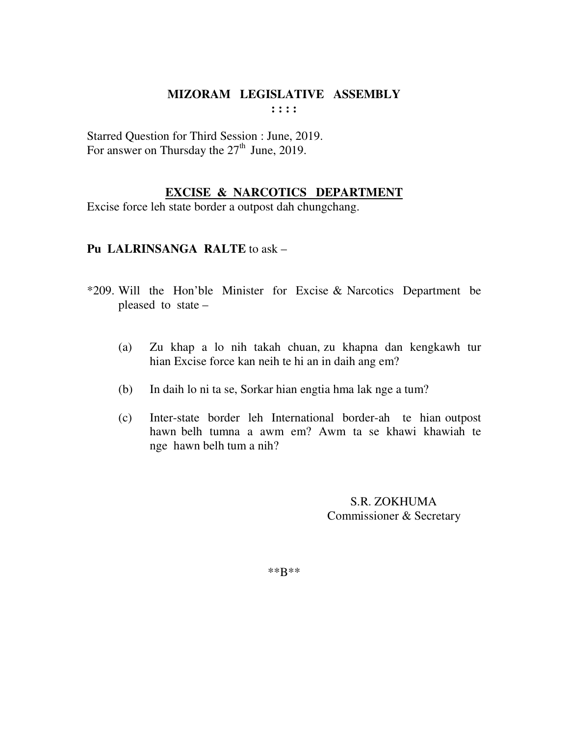# MIZORAM LEGISLATIVE ASSEMBLY

**: : : :**

Starred Question for Third Session : June, 2019.
For answer on Thursday the 27th June, 2019.

## EXCISE & NARCOTICS DEPARTMENT

Excise force leh state border a outpost dah chungchang.

**Pu LALRINSANGA RALTE** to ask –

*209. Will the Hon'ble Minister for Excise & Narcotics Department be pleased to state –

(a) Zu khap a lo nih takah chuan, zu khapna dan kengkawh tur hian Excise force kan neih te hi an in daih ang em?

(b) In daih lo ni ta se, Sorkar hian engtia hma lak nge a tum?

(c) Inter-state border leh International border-ah te hian outpost hawn belh tumna a awm em? Awm ta se khawi khawiah te nge hawn belh tum a nih?

S.R. ZOKHUMA
Commissioner & Secretary

**B**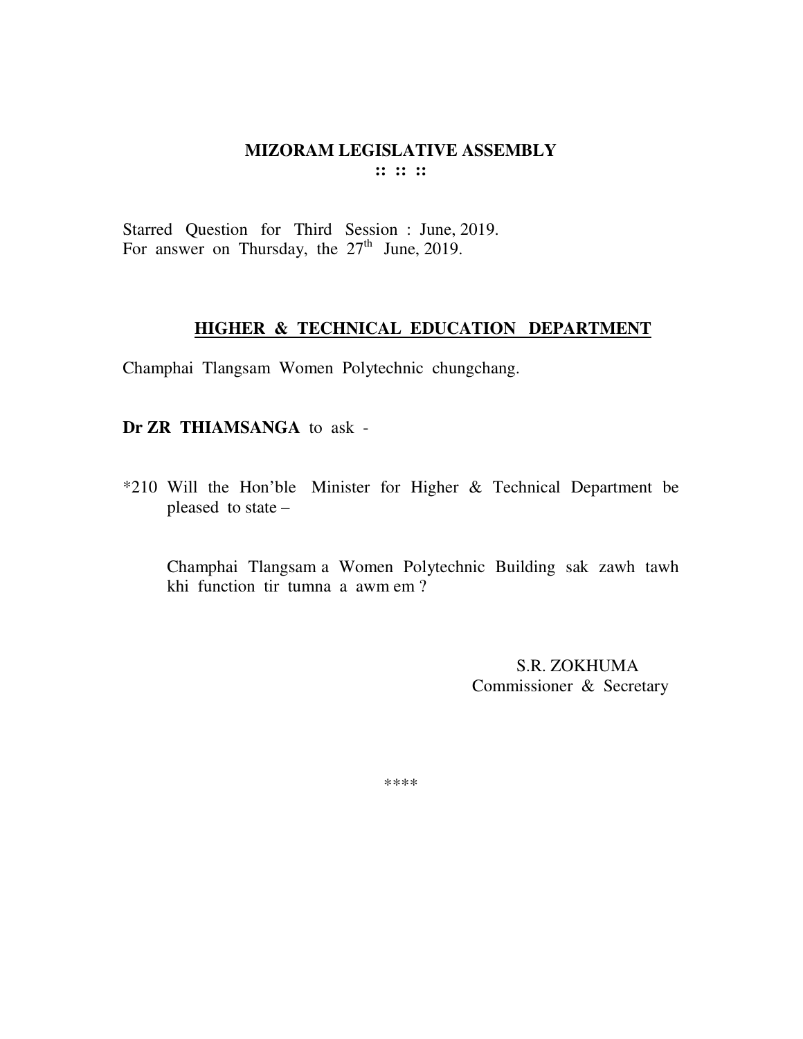# MIZORAM LEGISLATIVE ASSEMBLY

**:: :: ::**

Starred Question for Third Session : June, 2019.
For answer on Thursday, the 27th June, 2019.

## HIGHER & TECHNICAL EDUCATION DEPARTMENT

Champhai Tlangsam Women Polytechnic chungchang.

**Dr ZR THIAMSANGA** to ask -

*210 Will the Hon'ble Minister for Higher & Technical Department be pleased to state –

Champhai Tlangsam a Women Polytechnic Building sak zawh tawh khi function tir tumna a awm em ?

S.R. ZOKHUMA
Commissioner & Secretary

****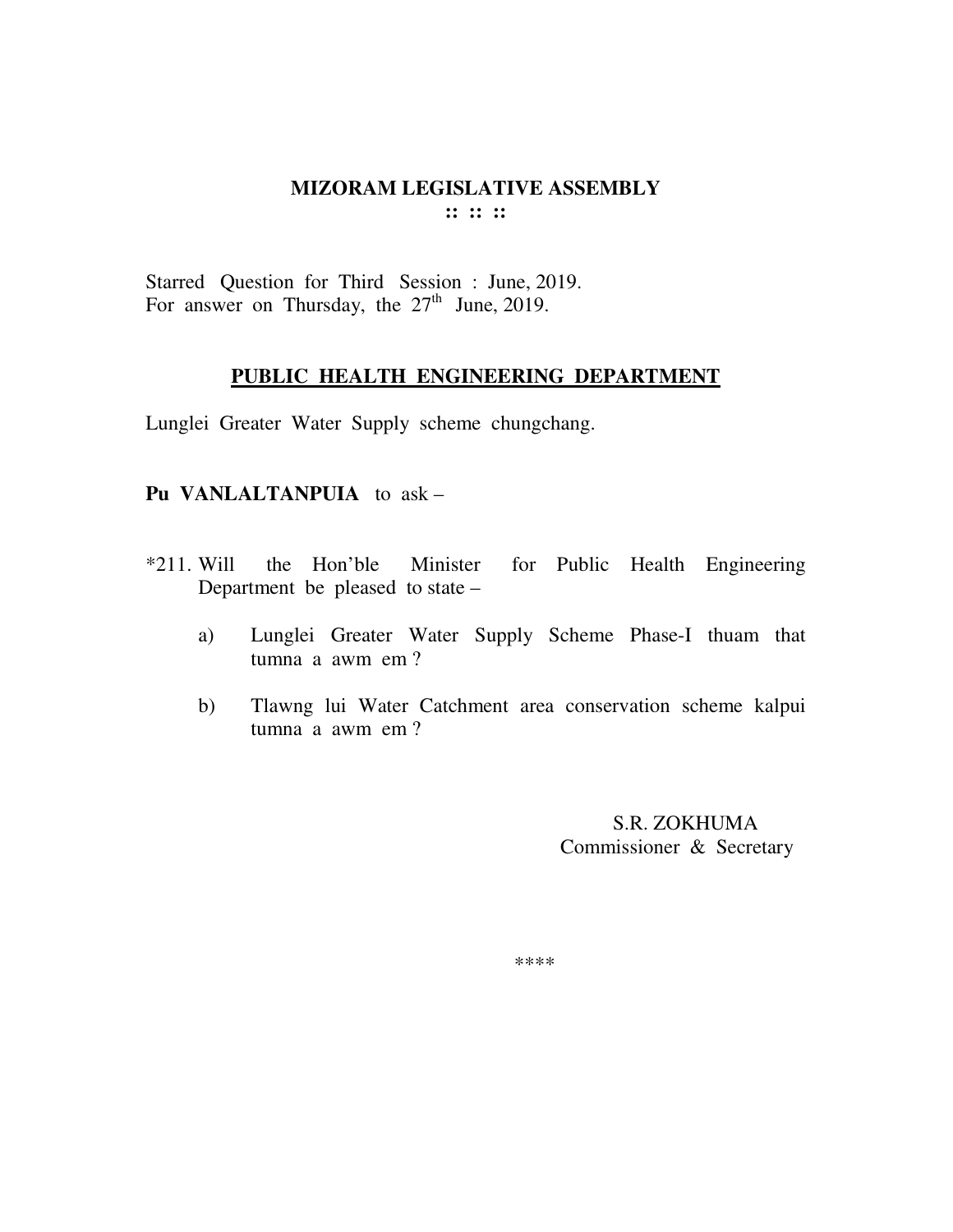# MIZORAM LEGISLATIVE ASSEMBLY

**:: :: ::**

Starred Question for Third Session : June, 2019.
For answer on Thursday, the 27th June, 2019.

## PUBLIC HEALTH ENGINEERING DEPARTMENT

Lunglei Greater Water Supply scheme chungchang.

**Pu VANLALTANPUIA** to ask –

*211. Will the Hon'ble Minister for Public Health Engineering Department be pleased to state –

a) Lunglei Greater Water Supply Scheme Phase-I thuam that tumna a awm em ?

b) Tlawng lui Water Catchment area conservation scheme kalpui tumna a awm em ?

S.R. ZOKHUMA
Commissioner & Secretary

****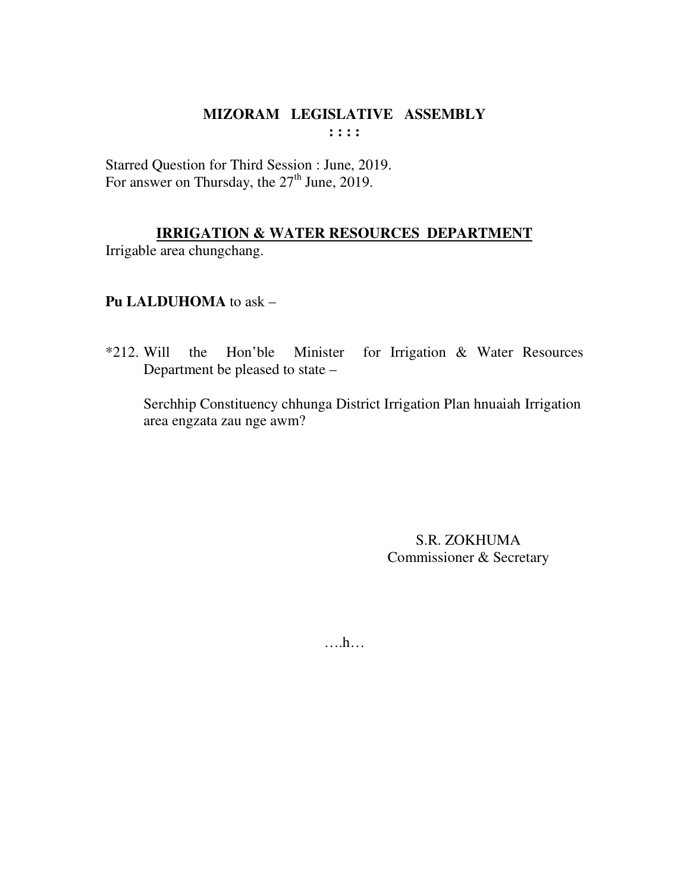# MIZORAM LEGISLATIVE ASSEMBLY

: : : :

Starred Question for Third Session : June, 2019.
For answer on Thursday, the 27th June, 2019.

**IRRIGATION & WATER RESOURCES DEPARTMENT**

Irrigable area chungchang.

**Pu LALDUHOMA** to ask –

*212. Will the Hon'ble Minister for Irrigation & Water Resources Department be pleased to state –

Serchhip Constituency chhunga District Irrigation Plan hnuaiah Irrigation area engzata zau nge awm?

S.R. ZOKHUMA
Commissioner & Secretary

….h…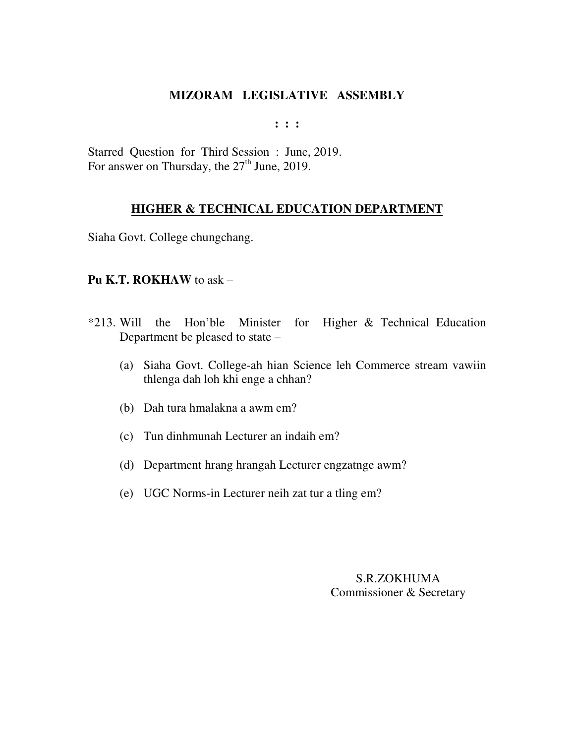# MIZORAM LEGISLATIVE ASSEMBLY

: : :

Starred Question for Third Session : June, 2019.
For answer on Thursday, the 27th June, 2019.

## HIGHER & TECHNICAL EDUCATION DEPARTMENT

Siaha Govt. College chungchang.

**Pu K.T. ROKHAW** to ask –

*213. Will the Hon'ble Minister for Higher & Technical Education Department be pleased to state –

(a) Siaha Govt. College-ah hian Science leh Commerce stream vawiin thlenga dah loh khi enge a chhan?

(b) Dah tura hmalakna a awm em?

(c) Tun dinhmunah Lecturer an indaih em?

(d) Department hrang hrangah Lecturer engzatnge awm?

(e) UGC Norms-in Lecturer neih zat tur a tling em?

S.R.ZOKHUMA
Commissioner & Secretary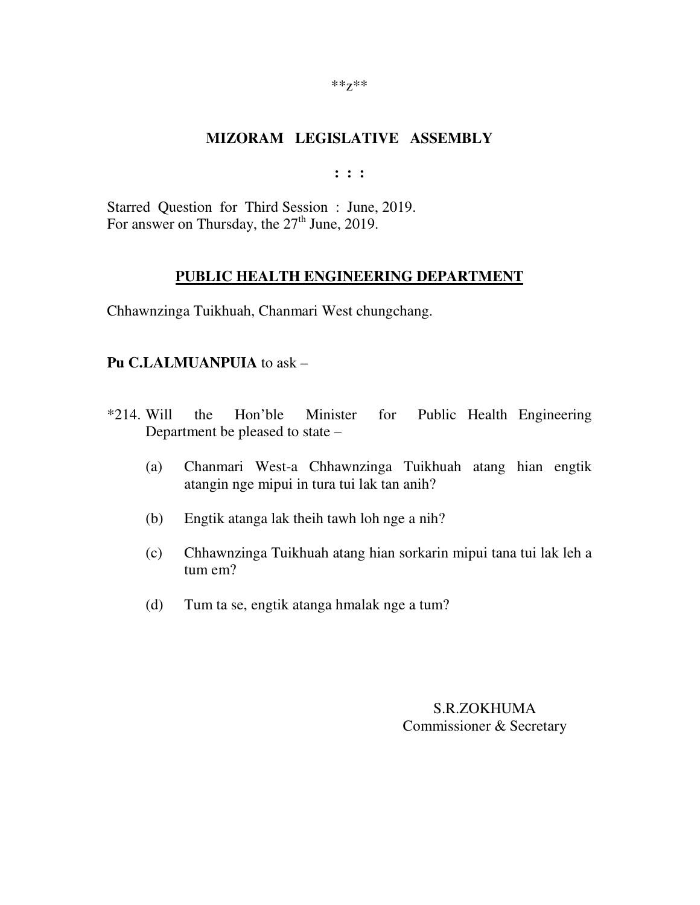**z**

**MIZORAM LEGISLATIVE ASSEMBLY**

**: : :**

Starred Question for Third Session : June, 2019.
For answer on Thursday, the 27th June, 2019.

**PUBLIC HEALTH ENGINEERING DEPARTMENT**

Chhawnzinga Tuikhuah, Chanmari West chungchang.

**Pu C.LALMUANPUIA** to ask –

*214. Will the Hon'ble Minister for Public Health Engineering Department be pleased to state –

(a) Chanmari West-a Chhawnzinga Tuikhuah atang hian engtik atangin nge mipui in tura tui lak tan anih?

(b) Engtik atanga lak theih tawh loh nge a nih?

(c) Chhawnzinga Tuikhuah atang hian sorkarin mipui tana tui lak leh a tum em?

(d) Tum ta se, engtik atanga hmalak nge a tum?

S.R.ZOKHUMA
Commissioner & Secretary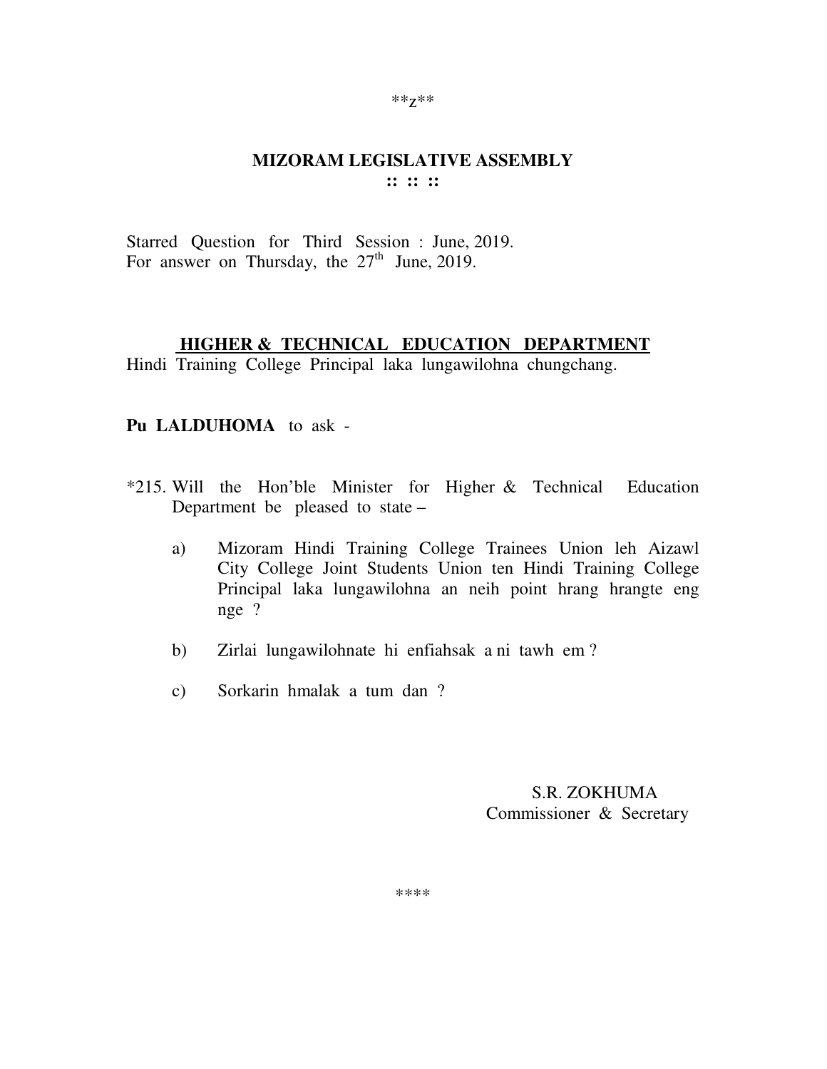**z**

## MIZORAM LEGISLATIVE ASSEMBLY

:: :: ::

Starred Question for Third Session : June, 2019.
For answer on Thursday, the 27th June, 2019.

### HIGHER & TECHNICAL EDUCATION DEPARTMENT

Hindi Training College Principal laka lungawilohna chungchang.

**Pu LALDUHOMA** to ask -

*215. Will the Hon'ble Minister for Higher & Technical Education Department be pleased to state –

a) Mizoram Hindi Training College Trainees Union leh Aizawl City College Joint Students Union ten Hindi Training College Principal laka lungawilohna an neih point hrang hrangte eng nge ?

b) Zirlai lungawilohnate hi enfiahsak a ni tawh em ?

c) Sorkarin hmalak a tum dan ?

S.R. ZOKHUMA
Commissioner & Secretary

****